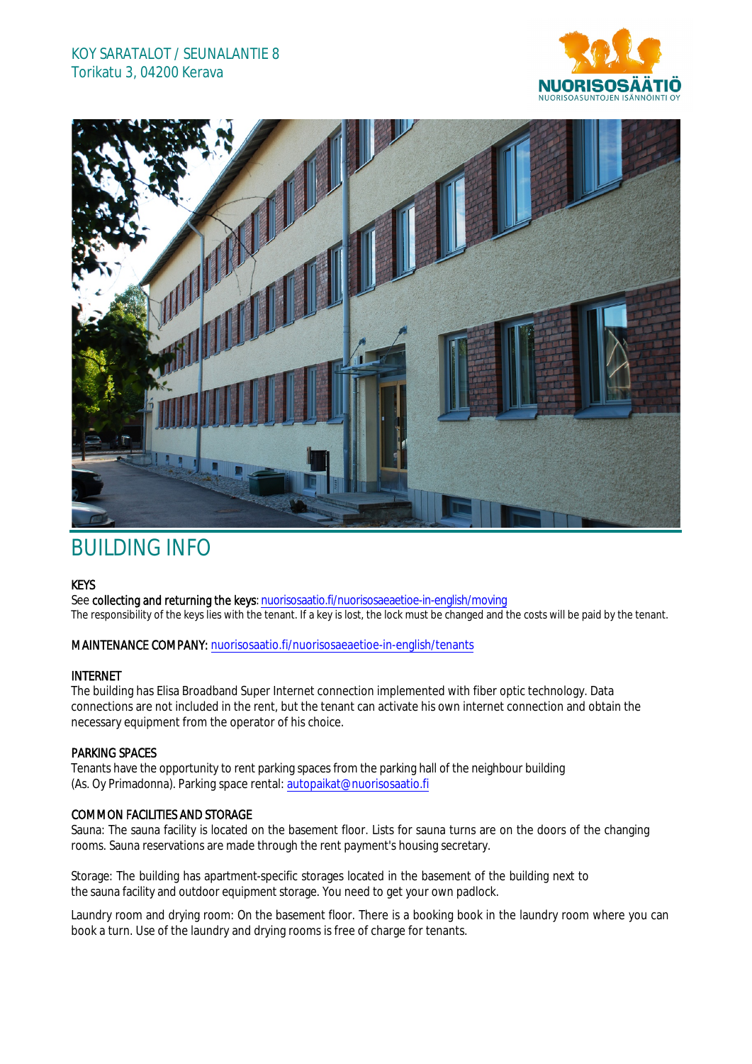KOY SARATALOT / SEUNALANTIE 8
Torikatu 3, 04200 Kerava

# BUILDING INFO

**KEYS**

See **collecting and returning the keys**: nuorisosaatio.fi/nuorisosaeaetioe-in-english/moving
The responsibility of the keys lies with the tenant. If a key is lost, the lock must be changed and the costs will be paid by the tenant.

**MAINTENANCE COMPANY:** nuorisosaatio.fi/nuorisosaeaetioe-in-english/tenants

**INTERNET**

The building has Elisa Broadband Super Internet connection implemented with fiber optic technology. Data connections are not included in the rent, but the tenant can activate his own internet connection and obtain the necessary equipment from the operator of his choice.

**PARKING SPACES**

Tenants have the opportunity to rent parking spaces from the parking hall of the neighbour building (As. Oy Primadonna). Parking space rental: autopaikat@nuorisosaatio.fi

**COMMON FACILITIES AND STORAGE**

Sauna: The sauna facility is located on the basement floor. Lists for sauna turns are on the doors of the changing rooms. Sauna reservations are made through the rent payment's housing secretary.

Storage: The building has apartment-specific storages located in the basement of the building next to the sauna facility and outdoor equipment storage. You need to get your own padlock.

Laundry room and drying room: On the basement floor. There is a booking book in the laundry room where you can book a turn. Use of the laundry and drying rooms is free of charge for tenants.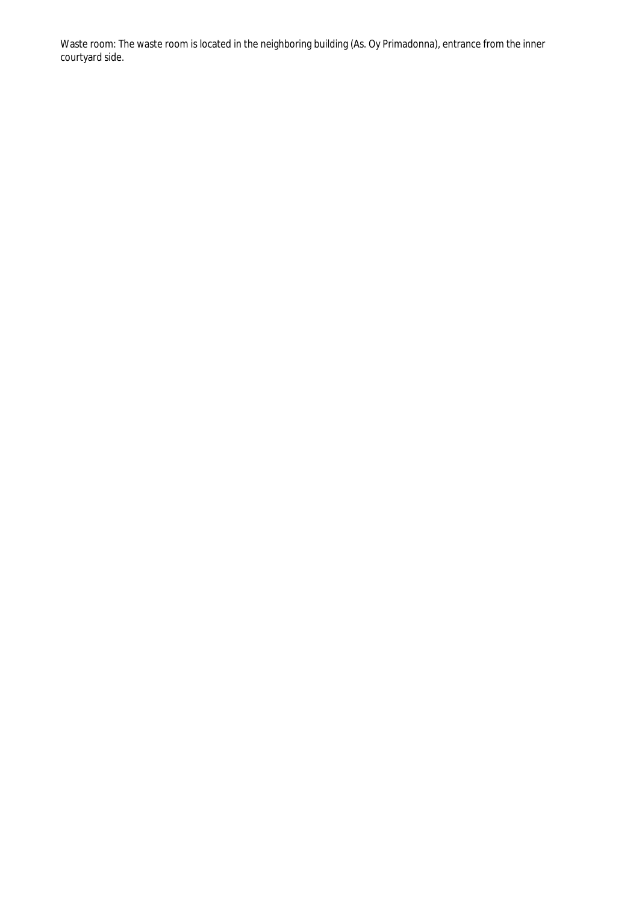Waste room: The waste room is located in the neighboring building (As. Oy Primadonna), entrance from the inner courtyard side.